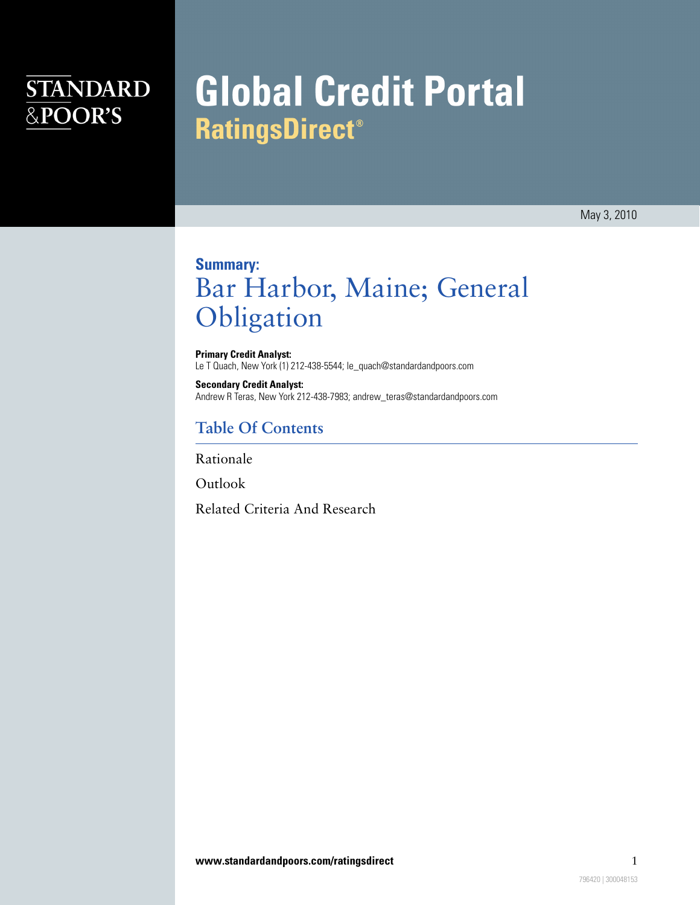STANDARD & POOR'S

# Global Credit Portal
## RatingsDirect®

May 3, 2010

**Summary:**

# Bar Harbor, Maine; General Obligation

**Primary Credit Analyst:**
Le T Quach, New York (1) 212-438-5544; le_quach@standardandpoors.com

**Secondary Credit Analyst:**
Andrew R Teras, New York 212-438-7983; andrew_teras@standardandpoors.com

## Table Of Contents

Rationale

Outlook

Related Criteria And Research

www.standardandpoors.com/ratingsdirect

796420 | 300048153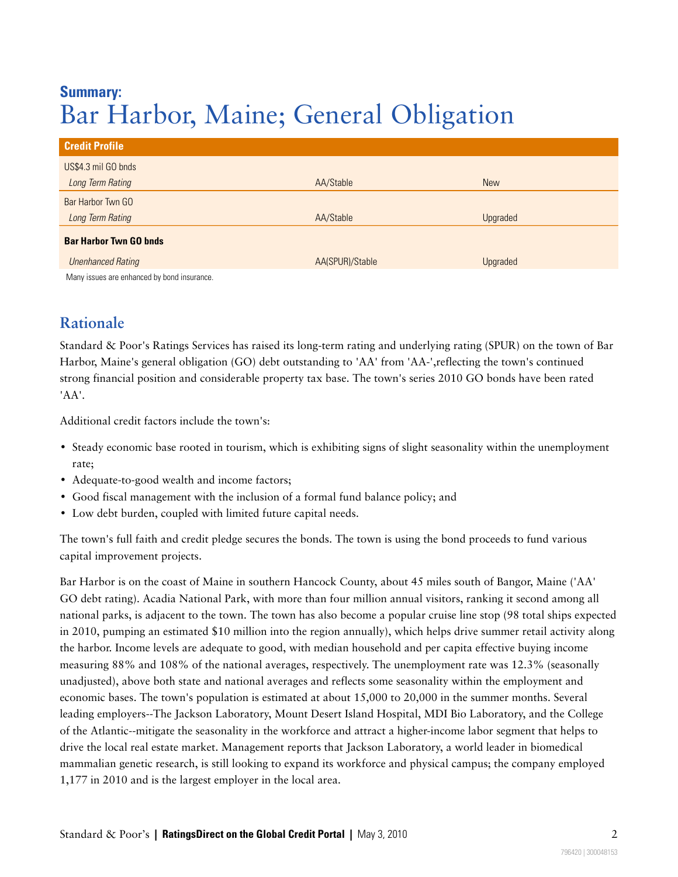# Summary:
# Bar Harbor, Maine; General Obligation

| Credit Profile | | |
|---|---|---|
| US$4.3 mil GO bnds | | |
| *Long Term Rating* | AA/Stable | New |
| Bar Harbor Twn GO | | |
| *Long Term Rating* | AA/Stable | Upgraded |
| **Bar Harbor Twn GO bnds** | | |
| *Unenhanced Rating* | AA(SPUR)/Stable | Upgraded |

Many issues are enhanced by bond insurance.

## Rationale

Standard & Poor's Ratings Services has raised its long-term rating and underlying rating (SPUR) on the town of Bar Harbor, Maine's general obligation (GO) debt outstanding to 'AA' from 'AA-',reflecting the town's continued strong financial position and considerable property tax base. The town's series 2010 GO bonds have been rated 'AA'.

Additional credit factors include the town's:

- Steady economic base rooted in tourism, which is exhibiting signs of slight seasonality within the unemployment rate;
- Adequate-to-good wealth and income factors;
- Good fiscal management with the inclusion of a formal fund balance policy; and
- Low debt burden, coupled with limited future capital needs.

The town's full faith and credit pledge secures the bonds. The town is using the bond proceeds to fund various capital improvement projects.

Bar Harbor is on the coast of Maine in southern Hancock County, about 45 miles south of Bangor, Maine ('AA' GO debt rating). Acadia National Park, with more than four million annual visitors, ranking it second among all national parks, is adjacent to the town. The town has also become a popular cruise line stop (98 total ships expected in 2010, pumping an estimated $10 million into the region annually), which helps drive summer retail activity along the harbor. Income levels are adequate to good, with median household and per capita effective buying income measuring 88% and 108% of the national averages, respectively. The unemployment rate was 12.3% (seasonally unadjusted), above both state and national averages and reflects some seasonality within the employment and economic bases. The town's population is estimated at about 15,000 to 20,000 in the summer months. Several leading employers--The Jackson Laboratory, Mount Desert Island Hospital, MDI Bio Laboratory, and the College of the Atlantic--mitigate the seasonality in the workforce and attract a higher-income labor segment that helps to drive the local real estate market. Management reports that Jackson Laboratory, a world leader in biomedical mammalian genetic research, is still looking to expand its workforce and physical campus; the company employed 1,177 in 2010 and is the largest employer in the local area.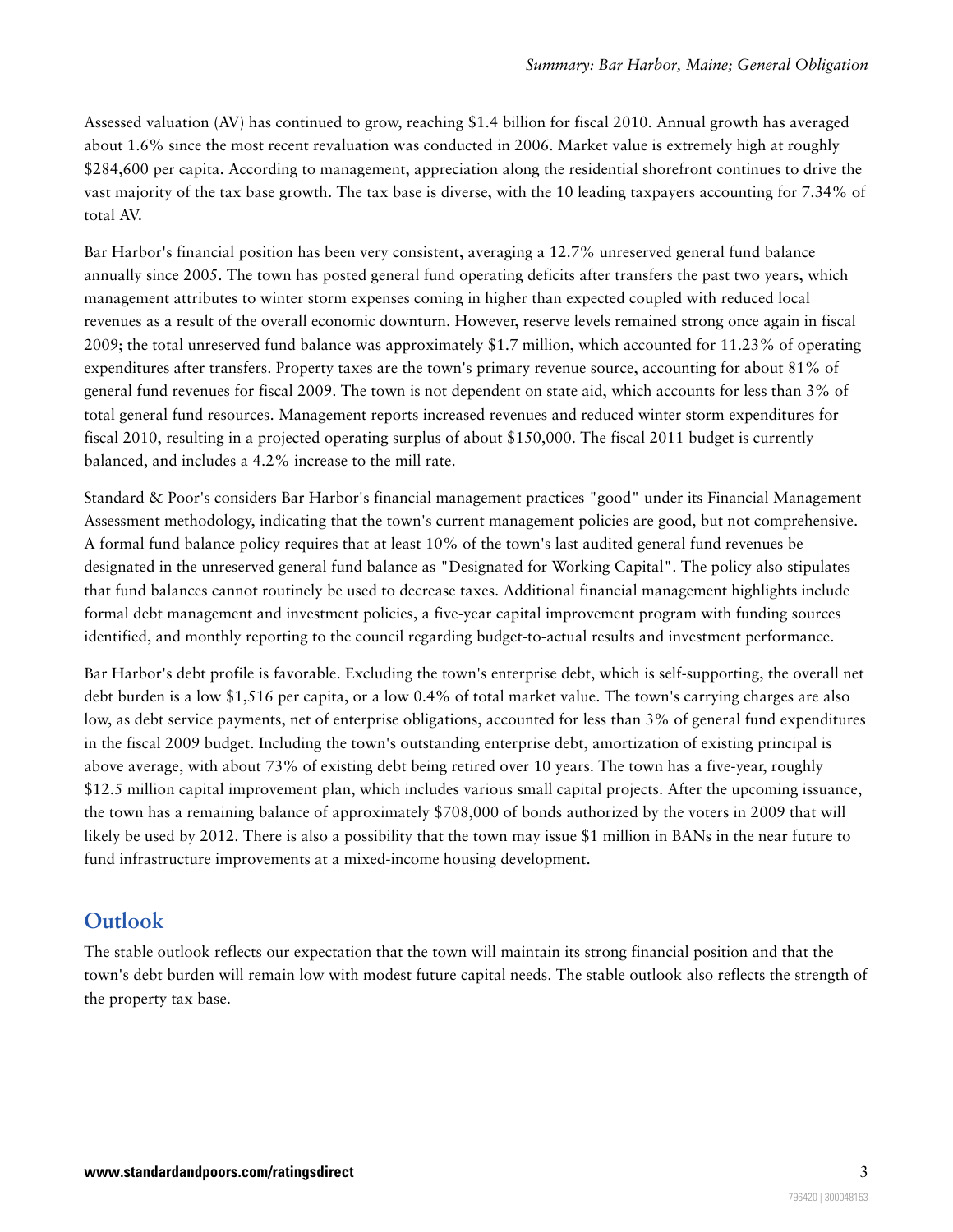Assessed valuation (AV) has continued to grow, reaching $1.4 billion for fiscal 2010. Annual growth has averaged about 1.6% since the most recent revaluation was conducted in 2006. Market value is extremely high at roughly $284,600 per capita. According to management, appreciation along the residential shorefront continues to drive the vast majority of the tax base growth. The tax base is diverse, with the 10 leading taxpayers accounting for 7.34% of total AV.

Bar Harbor's financial position has been very consistent, averaging a 12.7% unreserved general fund balance annually since 2005. The town has posted general fund operating deficits after transfers the past two years, which management attributes to winter storm expenses coming in higher than expected coupled with reduced local revenues as a result of the overall economic downturn. However, reserve levels remained strong once again in fiscal 2009; the total unreserved fund balance was approximately $1.7 million, which accounted for 11.23% of operating expenditures after transfers. Property taxes are the town's primary revenue source, accounting for about 81% of general fund revenues for fiscal 2009. The town is not dependent on state aid, which accounts for less than 3% of total general fund resources. Management reports increased revenues and reduced winter storm expenditures for fiscal 2010, resulting in a projected operating surplus of about $150,000. The fiscal 2011 budget is currently balanced, and includes a 4.2% increase to the mill rate.

Standard & Poor's considers Bar Harbor's financial management practices "good" under its Financial Management Assessment methodology, indicating that the town's current management policies are good, but not comprehensive. A formal fund balance policy requires that at least 10% of the town's last audited general fund revenues be designated in the unreserved general fund balance as "Designated for Working Capital". The policy also stipulates that fund balances cannot routinely be used to decrease taxes. Additional financial management highlights include formal debt management and investment policies, a five-year capital improvement program with funding sources identified, and monthly reporting to the council regarding budget-to-actual results and investment performance.

Bar Harbor's debt profile is favorable. Excluding the town's enterprise debt, which is self-supporting, the overall net debt burden is a low $1,516 per capita, or a low 0.4% of total market value. The town's carrying charges are also low, as debt service payments, net of enterprise obligations, accounted for less than 3% of general fund expenditures in the fiscal 2009 budget. Including the town's outstanding enterprise debt, amortization of existing principal is above average, with about 73% of existing debt being retired over 10 years. The town has a five-year, roughly $12.5 million capital improvement plan, which includes various small capital projects. After the upcoming issuance, the town has a remaining balance of approximately $708,000 of bonds authorized by the voters in 2009 that will likely be used by 2012. There is also a possibility that the town may issue $1 million in BANs in the near future to fund infrastructure improvements at a mixed-income housing development.

## Outlook

The stable outlook reflects our expectation that the town will maintain its strong financial position and that the town's debt burden will remain low with modest future capital needs. The stable outlook also reflects the strength of the property tax base.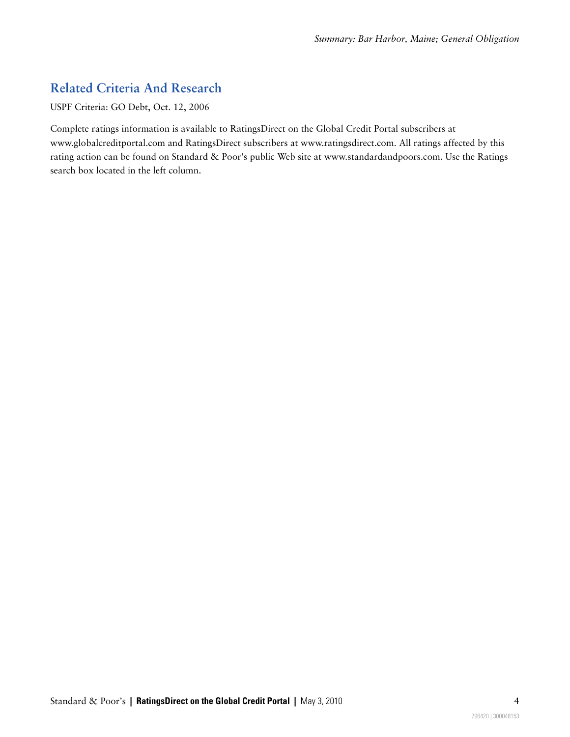## Related Criteria And Research

USPF Criteria: GO Debt, Oct. 12, 2006

Complete ratings information is available to RatingsDirect on the Global Credit Portal subscribers at www.globalcreditportal.com and RatingsDirect subscribers at www.ratingsdirect.com. All ratings affected by this rating action can be found on Standard & Poor's public Web site at www.standardandpoors.com. Use the Ratings search box located in the left column.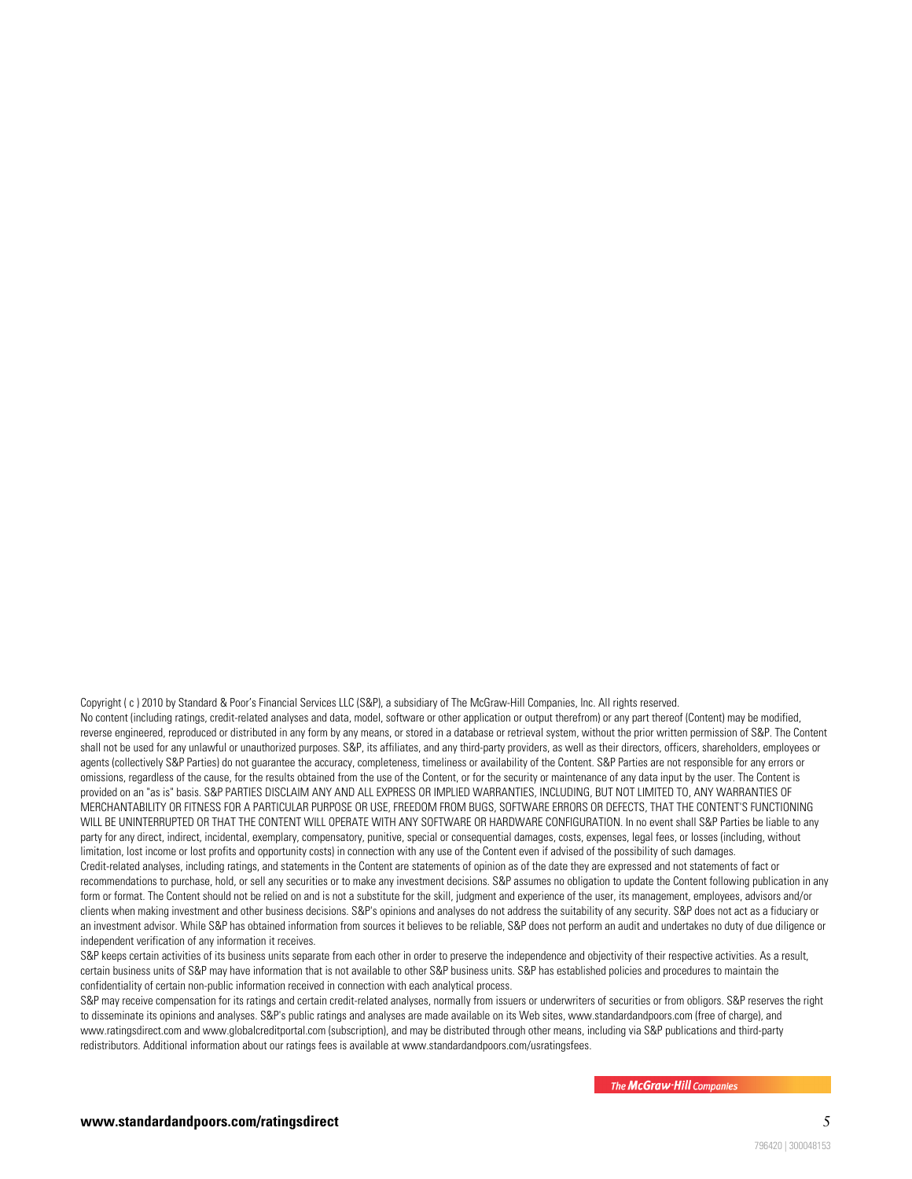Copyright ( c ) 2010 by Standard & Poor's Financial Services LLC (S&P), a subsidiary of The McGraw-Hill Companies, Inc. All rights reserved.

No content (including ratings, credit-related analyses and data, model, software or other application or output therefrom) or any part thereof (Content) may be modified, reverse engineered, reproduced or distributed in any form by any means, or stored in a database or retrieval system, without the prior written permission of S&P. The Content shall not be used for any unlawful or unauthorized purposes. S&P, its affiliates, and any third-party providers, as well as their directors, officers, shareholders, employees or agents (collectively S&P Parties) do not guarantee the accuracy, completeness, timeliness or availability of the Content. S&P Parties are not responsible for any errors or omissions, regardless of the cause, for the results obtained from the use of the Content, or for the security or maintenance of any data input by the user. The Content is provided on an "as is" basis. S&P PARTIES DISCLAIM ANY AND ALL EXPRESS OR IMPLIED WARRANTIES, INCLUDING, BUT NOT LIMITED TO, ANY WARRANTIES OF MERCHANTABILITY OR FITNESS FOR A PARTICULAR PURPOSE OR USE, FREEDOM FROM BUGS, SOFTWARE ERRORS OR DEFECTS, THAT THE CONTENT'S FUNCTIONING WILL BE UNINTERRUPTED OR THAT THE CONTENT WILL OPERATE WITH ANY SOFTWARE OR HARDWARE CONFIGURATION. In no event shall S&P Parties be liable to any party for any direct, indirect, incidental, exemplary, compensatory, punitive, special or consequential damages, costs, expenses, legal fees, or losses (including, without limitation, lost income or lost profits and opportunity costs) in connection with any use of the Content even if advised of the possibility of such damages.

Credit-related analyses, including ratings, and statements in the Content are statements of opinion as of the date they are expressed and not statements of fact or recommendations to purchase, hold, or sell any securities or to make any investment decisions. S&P assumes no obligation to update the Content following publication in any form or format. The Content should not be relied on and is not a substitute for the skill, judgment and experience of the user, its management, employees, advisors and/or clients when making investment and other business decisions. S&P's opinions and analyses do not address the suitability of any security. S&P does not act as a fiduciary or an investment advisor. While S&P has obtained information from sources it believes to be reliable, S&P does not perform an audit and undertakes no duty of due diligence or independent verification of any information it receives.

S&P keeps certain activities of its business units separate from each other in order to preserve the independence and objectivity of their respective activities. As a result, certain business units of S&P may have information that is not available to other S&P business units. S&P has established policies and procedures to maintain the confidentiality of certain non-public information received in connection with each analytical process.

S&P may receive compensation for its ratings and certain credit-related analyses, normally from issuers or underwriters of securities or from obligors. S&P reserves the right to disseminate its opinions and analyses. S&P's public ratings and analyses are made available on its Web sites, www.standardandpoors.com (free of charge), and www.ratingsdirect.com and www.globalcreditportal.com (subscription), and may be distributed through other means, including via S&P publications and third-party redistributors. Additional information about our ratings fees is available at www.standardandpoors.com/usratingsfees.

The McGraw-Hill Companies